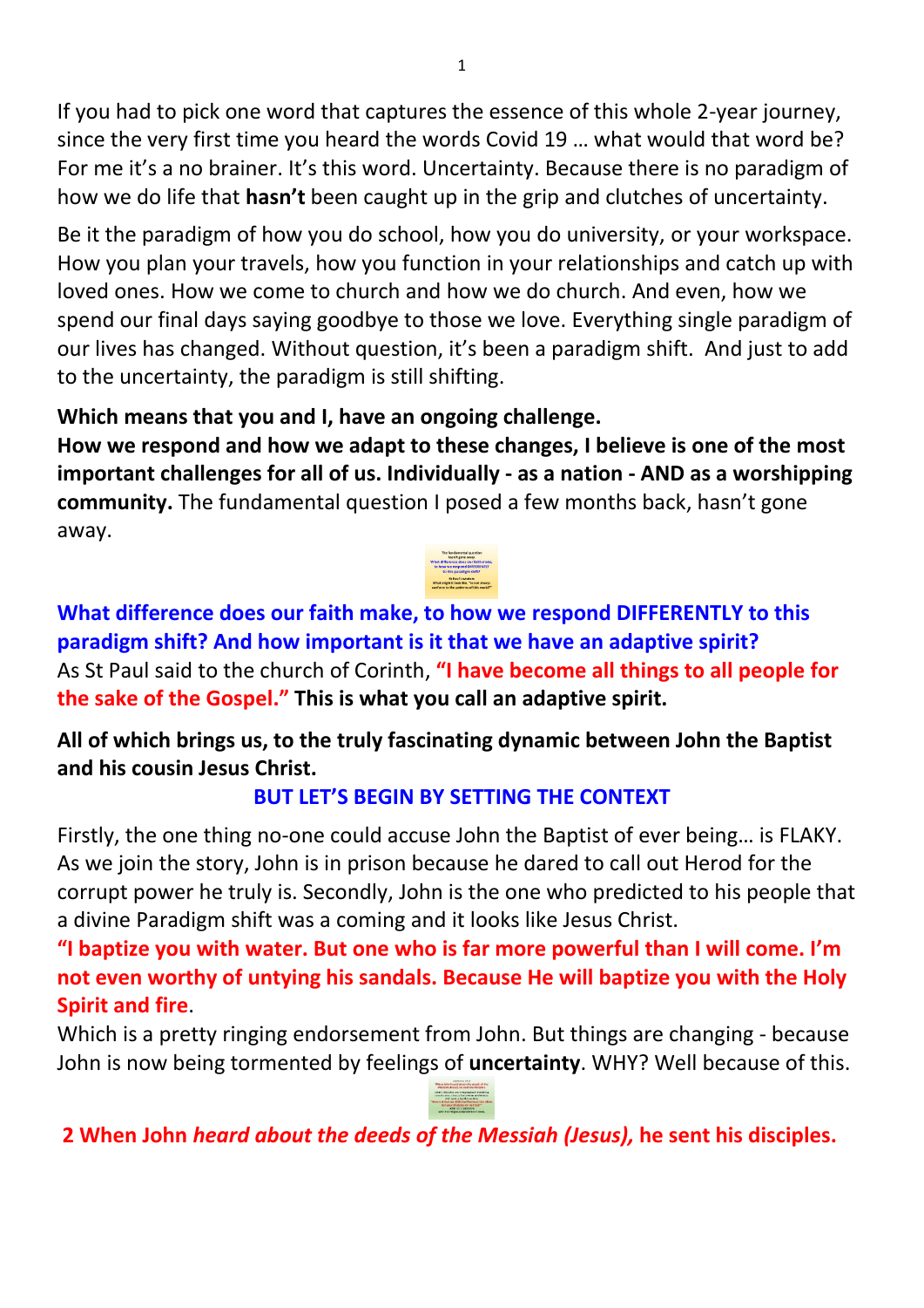If you had to pick one word that captures the essence of this whole 2-year journey, since the very first time you heard the words Covid 19 … what would that word be? For me it's a no brainer. It's this word. Uncertainty. Because there is no paradigm of how we do life that **hasn't** been caught up in the grip and clutches of uncertainty.

Be it the paradigm of how you do school, how you do university, or your workspace. How you plan your travels, how you function in your relationships and catch up with loved ones. How we come to church and how we do church. And even, how we spend our final days saying goodbye to those we love. Everything single paradigm of our lives has changed. Without question, it's been a paradigm shift. And just to add to the uncertainty, the paradigm is still shifting.

**Which means that you and I, have an ongoing challenge.**
**How we respond and how we adapt to these changes, I believe is one of the most important challenges for all of us. Individually - as a nation - AND as a worshipping community.** The fundamental question I posed a few months back, hasn't gone away.

**What difference does our faith make, to how we respond DIFFERENTLY to this paradigm shift? And how important is it that we have an adaptive spirit?**
As St Paul said to the church of Corinth, **"I have become all things to all people for the sake of the Gospel." This is what you call an adaptive spirit.**

**All of which brings us, to the truly fascinating dynamic between John the Baptist and his cousin Jesus Christ.**

**BUT LET'S BEGIN BY SETTING THE CONTEXT**

Firstly, the one thing no-one could accuse John the Baptist of ever being… is FLAKY. As we join the story, John is in prison because he dared to call out Herod for the corrupt power he truly is. Secondly, John is the one who predicted to his people that a divine Paradigm shift was a coming and it looks like Jesus Christ.
**"I baptize you with water. But one who is far more powerful than I will come. I'm not even worthy of untying his sandals. Because He will baptize you with the Holy Spirit and fire**.
Which is a pretty ringing endorsement from John. But things are changing - because John is now being tormented by feelings of **uncertainty**. WHY? Well because of this.

**2 When John *heard about the deeds of the Messiah (Jesus),* he sent his disciples.**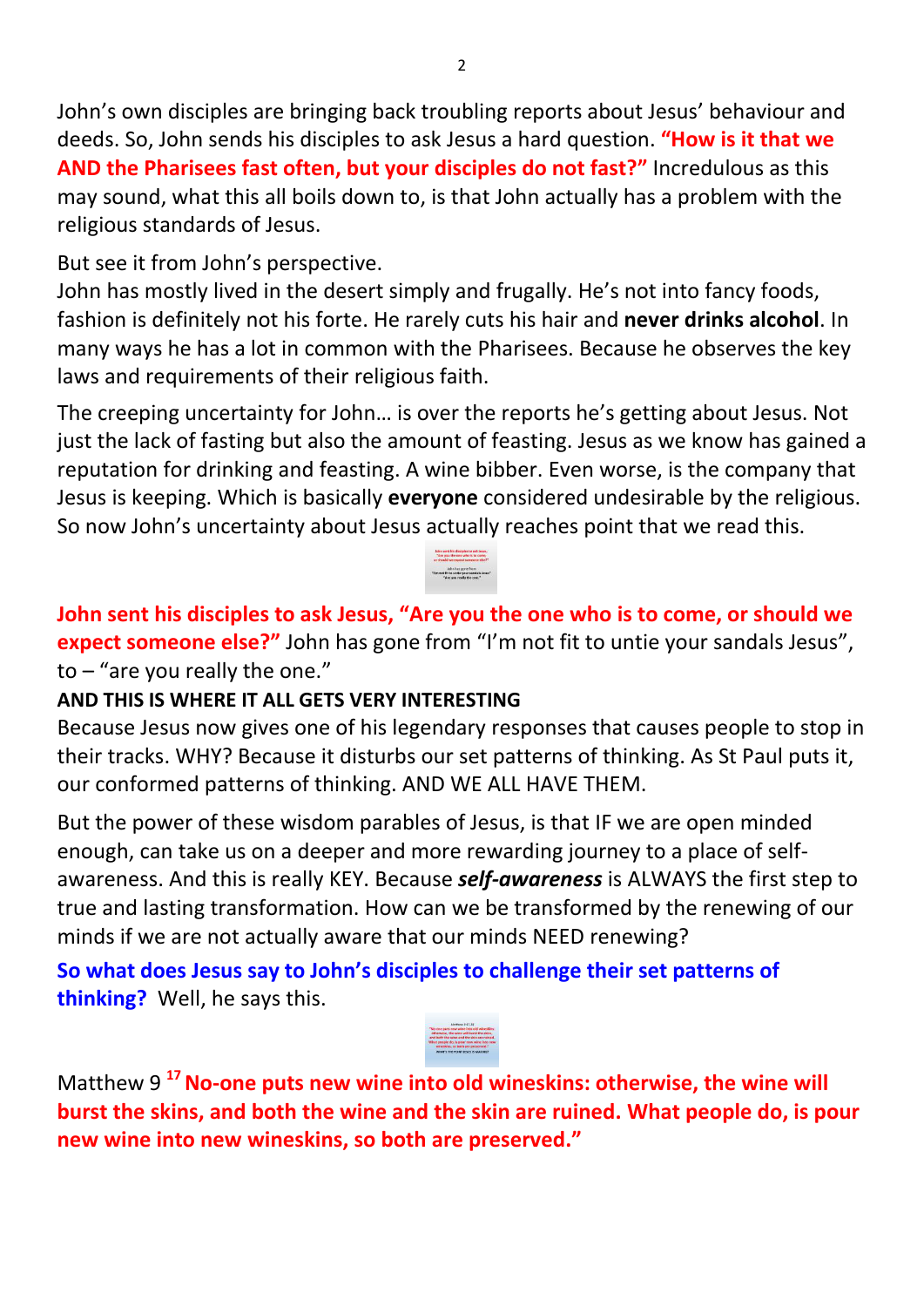John's own disciples are bringing back troubling reports about Jesus' behaviour and deeds. So, John sends his disciples to ask Jesus a hard question. **"How is it that we AND the Pharisees fast often, but your disciples do not fast?"** Incredulous as this may sound, what this all boils down to, is that John actually has a problem with the religious standards of Jesus.

But see it from John's perspective.
John has mostly lived in the desert simply and frugally. He's not into fancy foods, fashion is definitely not his forte. He rarely cuts his hair and **never drinks alcohol**. In many ways he has a lot in common with the Pharisees. Because he observes the key laws and requirements of their religious faith.

The creeping uncertainty for John… is over the reports he's getting about Jesus. Not just the lack of fasting but also the amount of feasting. Jesus as we know has gained a reputation for drinking and feasting. A wine bibber. Even worse, is the company that Jesus is keeping. Which is basically **everyone** considered undesirable by the religious. So now John's uncertainty about Jesus actually reaches point that we read this.

**John sent his disciples to ask Jesus, "Are you the one who is to come, or should we expect someone else?"** John has gone from "I'm not fit to untie your sandals Jesus", to – "are you really the one."

**AND THIS IS WHERE IT ALL GETS VERY INTERESTING**

Because Jesus now gives one of his legendary responses that causes people to stop in their tracks. WHY? Because it disturbs our set patterns of thinking. As St Paul puts it, our conformed patterns of thinking. AND WE ALL HAVE THEM.

But the power of these wisdom parables of Jesus, is that IF we are open minded enough, can take us on a deeper and more rewarding journey to a place of self-awareness. And this is really KEY. Because ***self-awareness*** is ALWAYS the first step to true and lasting transformation. How can we be transformed by the renewing of our minds if we are not actually aware that our minds NEED renewing?

**So what does Jesus say to John's disciples to challenge their set patterns of thinking?** Well, he says this.

Matthew 9 [17] **No-one puts new wine into old wineskins: otherwise, the wine will burst the skins, and both the wine and the skin are ruined. What people do, is pour new wine into new wineskins, so both are preserved."**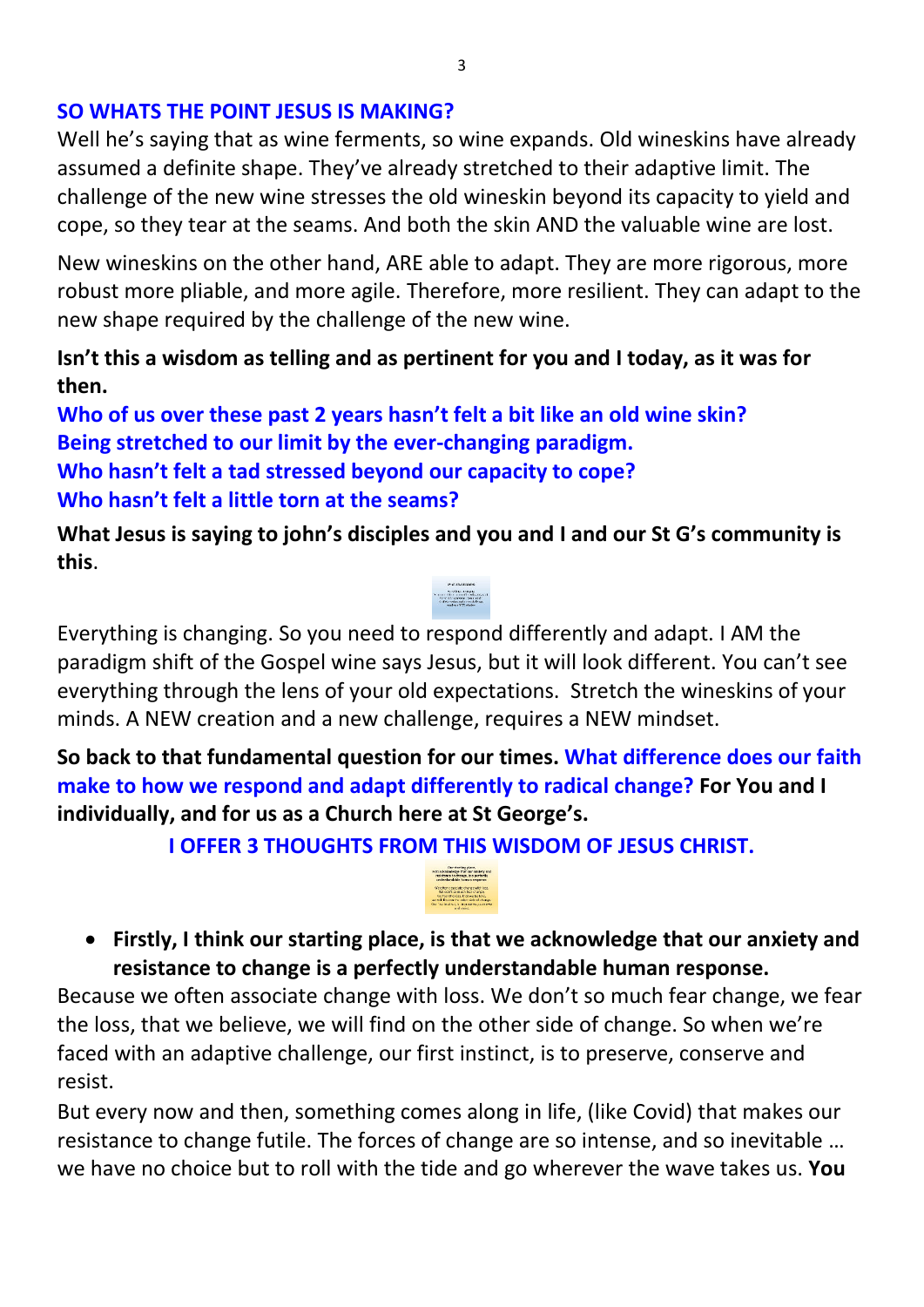**SO WHATS THE POINT JESUS IS MAKING?**

Well he's saying that as wine ferments, so wine expands. Old wineskins have already assumed a definite shape. They've already stretched to their adaptive limit. The challenge of the new wine stresses the old wineskin beyond its capacity to yield and cope, so they tear at the seams. And both the skin AND the valuable wine are lost.

New wineskins on the other hand, ARE able to adapt. They are more rigorous, more robust more pliable, and more agile. Therefore, more resilient. They can adapt to the new shape required by the challenge of the new wine.

**Isn't this a wisdom as telling and as pertinent for you and I today, as it was for then.**

**Who of us over these past 2 years hasn't felt a bit like an old wine skin?**
**Being stretched to our limit by the ever-changing paradigm.**
**Who hasn't felt a tad stressed beyond our capacity to cope?**
**Who hasn't felt a little torn at the seams?**

**What Jesus is saying to john's disciples and you and I and our St G's community is this**.

Everything is changing. So you need to respond differently and adapt. I AM the paradigm shift of the Gospel wine says Jesus, but it will look different. You can't see everything through the lens of your old expectations. Stretch the wineskins of your minds. A NEW creation and a new challenge, requires a NEW mindset.

**So back to that fundamental question for our times. What difference does our faith make to how we respond and adapt differently to radical change? For You and I individually, and for us as a Church here at St George's.**

**I OFFER 3 THOUGHTS FROM THIS WISDOM OF JESUS CHRIST.**

- **Firstly, I think our starting place, is that we acknowledge that our anxiety and resistance to change is a perfectly understandable human response.**

Because we often associate change with loss. We don't so much fear change, we fear the loss, that we believe, we will find on the other side of change. So when we're faced with an adaptive challenge, our first instinct, is to preserve, conserve and resist.

But every now and then, something comes along in life, (like Covid) that makes our resistance to change futile. The forces of change are so intense, and so inevitable … we have no choice but to roll with the tide and go wherever the wave takes us. **You**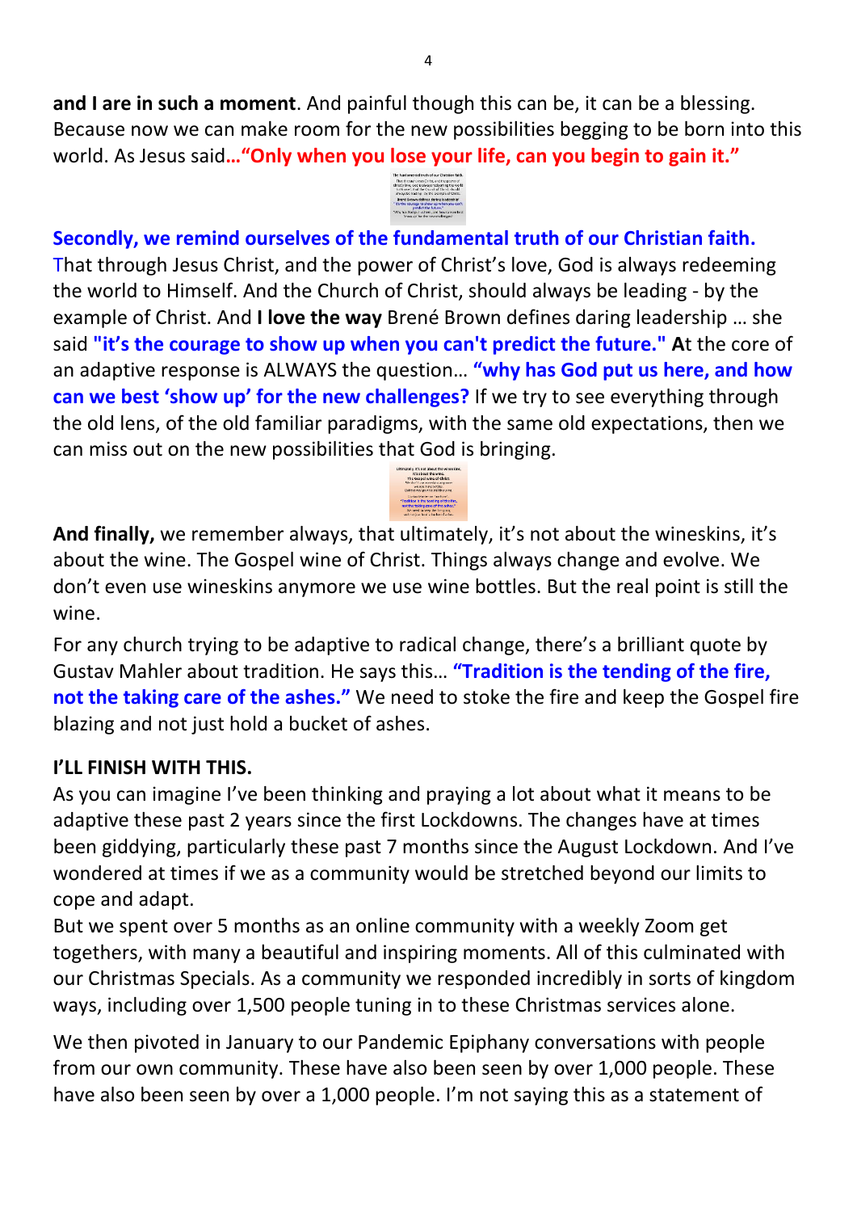**and I are in such a moment**. And painful though this can be, it can be a blessing. Because now we can make room for the new possibilities begging to be born into this world. As Jesus said**…"Only when you lose your life, can you begin to gain it."**

**Secondly, we remind ourselves of the fundamental truth of our Christian faith.** That through Jesus Christ, and the power of Christ's love, God is always redeeming the world to Himself. And the Church of Christ, should always be leading - by the example of Christ. And **I love the way** Brené Brown defines daring leadership … she said **"it's the courage to show up when you can't predict the future." A**t the core of an adaptive response is ALWAYS the question… **"why has God put us here, and how can we best 'show up' for the new challenges?** If we try to see everything through the old lens, of the old familiar paradigms, with the same old expectations, then we can miss out on the new possibilities that God is bringing.

**And finally,** we remember always, that ultimately, it's not about the wineskins, it's about the wine. The Gospel wine of Christ. Things always change and evolve. We don't even use wineskins anymore we use wine bottles. But the real point is still the wine.

For any church trying to be adaptive to radical change, there's a brilliant quote by Gustav Mahler about tradition. He says this… **"Tradition is the tending of the fire, not the taking care of the ashes."** We need to stoke the fire and keep the Gospel fire blazing and not just hold a bucket of ashes.

**I'LL FINISH WITH THIS.**

As you can imagine I've been thinking and praying a lot about what it means to be adaptive these past 2 years since the first Lockdowns. The changes have at times been giddying, particularly these past 7 months since the August Lockdown. And I've wondered at times if we as a community would be stretched beyond our limits to cope and adapt.

But we spent over 5 months as an online community with a weekly Zoom get togethers, with many a beautiful and inspiring moments. All of this culminated with our Christmas Specials. As a community we responded incredibly in sorts of kingdom ways, including over 1,500 people tuning in to these Christmas services alone.

We then pivoted in January to our Pandemic Epiphany conversations with people from our own community. These have also been seen by over 1,000 people. These have also been seen by over a 1,000 people. I'm not saying this as a statement of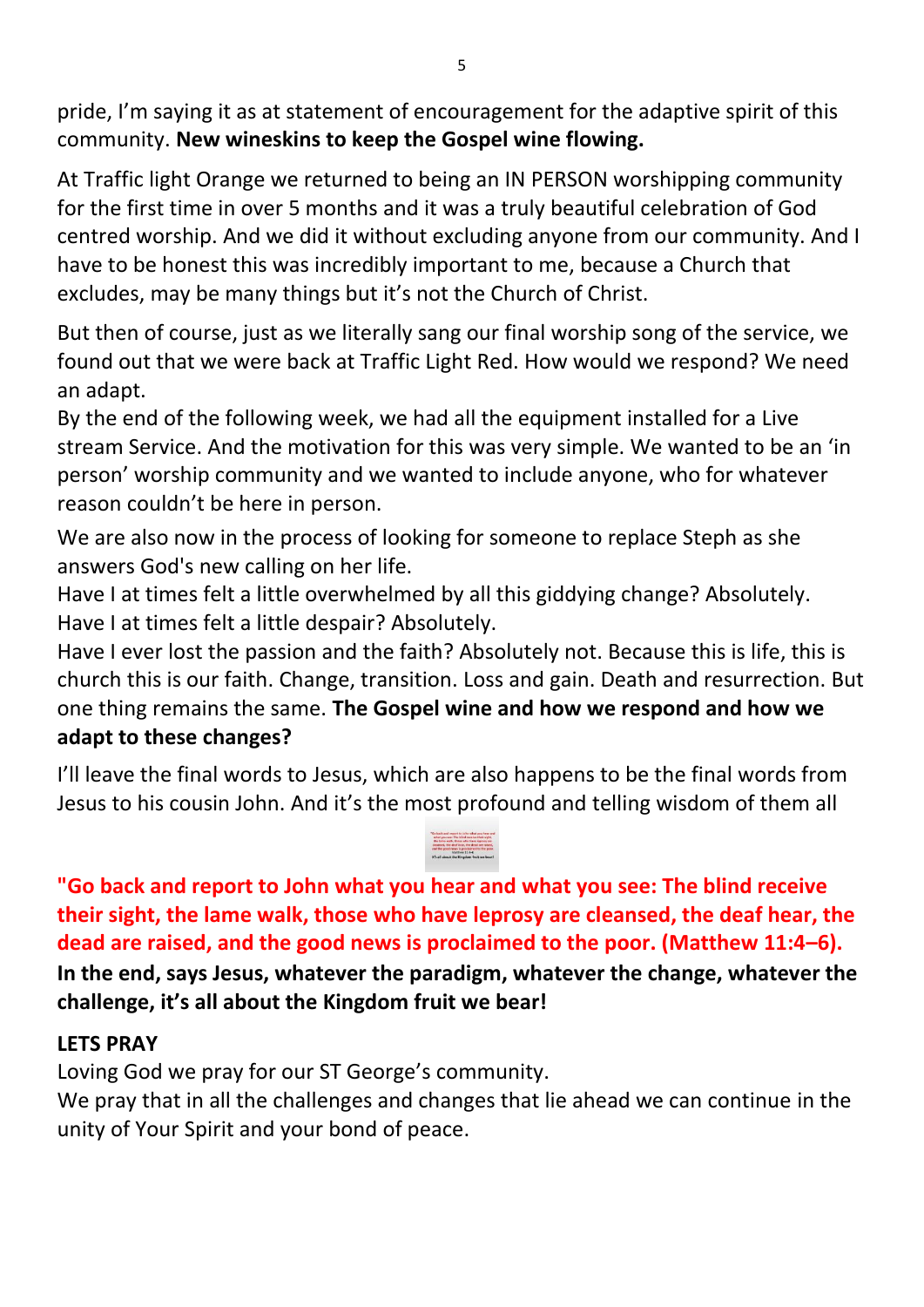pride, I'm saying it as at statement of encouragement for the adaptive spirit of this community. **New wineskins to keep the Gospel wine flowing.**

At Traffic light Orange we returned to being an IN PERSON worshipping community for the first time in over 5 months and it was a truly beautiful celebration of God centred worship. And we did it without excluding anyone from our community. And I have to be honest this was incredibly important to me, because a Church that excludes, may be many things but it's not the Church of Christ.

But then of course, just as we literally sang our final worship song of the service, we found out that we were back at Traffic Light Red. How would we respond? We need an adapt.

By the end of the following week, we had all the equipment installed for a Live stream Service. And the motivation for this was very simple. We wanted to be an 'in person' worship community and we wanted to include anyone, who for whatever reason couldn't be here in person.

We are also now in the process of looking for someone to replace Steph as she answers God's new calling on her life.

Have I at times felt a little overwhelmed by all this giddying change? Absolutely.

Have I at times felt a little despair? Absolutely.

Have I ever lost the passion and the faith? Absolutely not. Because this is life, this is church this is our faith. Change, transition. Loss and gain. Death and resurrection. But one thing remains the same. **The Gospel wine and how we respond and how we adapt to these changes?**

I'll leave the final words to Jesus, which are also happens to be the final words from Jesus to his cousin John. And it's the most profound and telling wisdom of them all

**"Go back and report to John what you hear and what you see: The blind receive their sight, the lame walk, those who have leprosy are cleansed, the deaf hear, the dead are raised, and the good news is proclaimed to the poor. (Matthew 11:4–6).**

**In the end, says Jesus, whatever the paradigm, whatever the change, whatever the challenge, it's all about the Kingdom fruit we bear!**

**LETS PRAY**

Loving God we pray for our ST George's community.

We pray that in all the challenges and changes that lie ahead we can continue in the unity of Your Spirit and your bond of peace.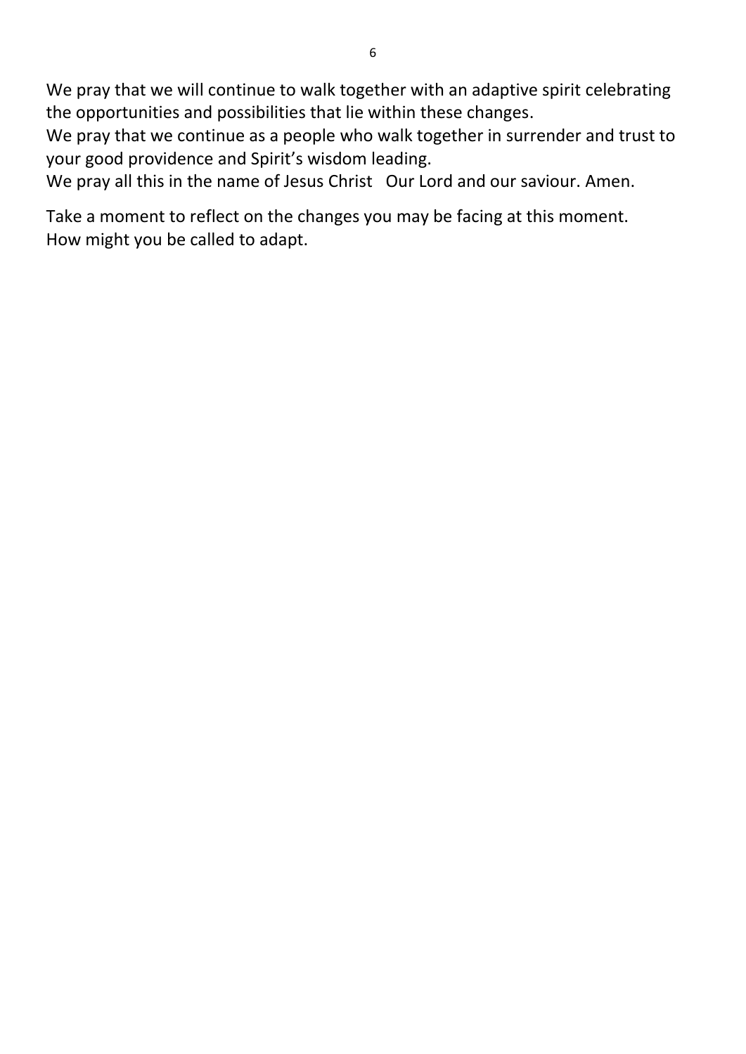We pray that we will continue to walk together with an adaptive spirit celebrating the opportunities and possibilities that lie within these changes.
We pray that we continue as a people who walk together in surrender and trust to your good providence and Spirit's wisdom leading.
We pray all this in the name of Jesus Christ   Our Lord and our saviour. Amen.

Take a moment to reflect on the changes you may be facing at this moment.
How might you be called to adapt.